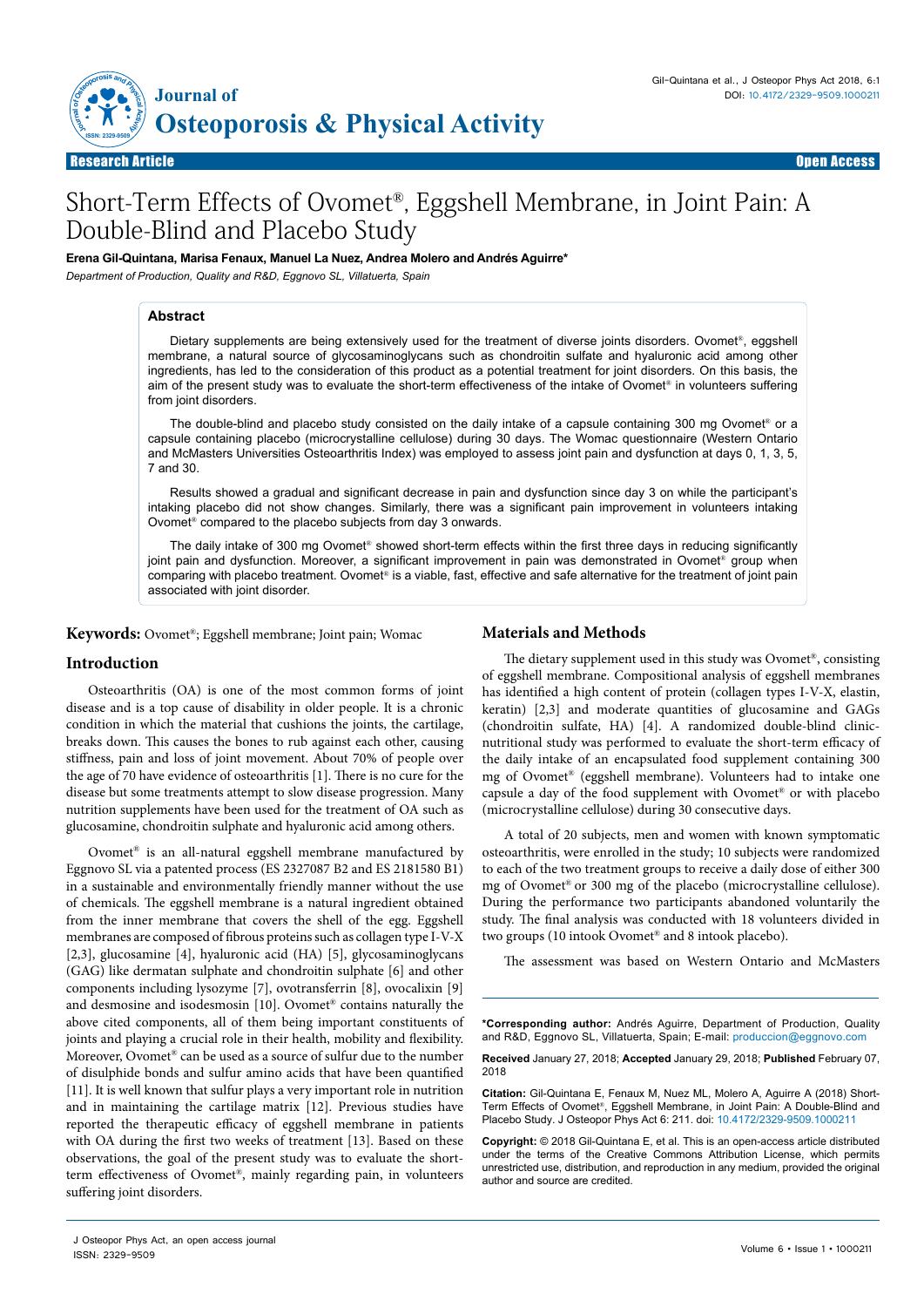Research Article

Open Access

# Short-Term Effects of Ovomet®, Eggshell Membrane, in Joint Pain: A Double-Blind and Placebo Study

**Erena Gil-Quintana, Marisa Fenaux, Manuel La Nuez, Andrea Molero and Andrés Aguirre***

*Department of Production, Quality and R&D, Eggnovo SL, Villatuerta, Spain*

## Abstract

Dietary supplements are being extensively used for the treatment of diverse joints disorders. Ovomet®, eggshell membrane, a natural source of glycosaminoglycans such as chondroitin sulfate and hyaluronic acid among other ingredients, has led to the consideration of this product as a potential treatment for joint disorders. On this basis, the aim of the present study was to evaluate the short-term effectiveness of the intake of Ovomet® in volunteers suffering from joint disorders.

The double-blind and placebo study consisted on the daily intake of a capsule containing 300 mg Ovomet® or a capsule containing placebo (microcrystalline cellulose) during 30 days. The Womac questionnaire (Western Ontario and McMasters Universities Osteoarthritis Index) was employed to assess joint pain and dysfunction at days 0, 1, 3, 5, 7 and 30.

Results showed a gradual and significant decrease in pain and dysfunction since day 3 on while the participant's intaking placebo did not show changes. Similarly, there was a significant pain improvement in volunteers intaking Ovomet® compared to the placebo subjects from day 3 onwards.

The daily intake of 300 mg Ovomet® showed short-term effects within the first three days in reducing significantly joint pain and dysfunction. Moreover, a significant improvement in pain was demonstrated in Ovomet® group when comparing with placebo treatment. Ovomet® is a viable, fast, effective and safe alternative for the treatment of joint pain associated with joint disorder.

**Keywords:** Ovomet®; Eggshell membrane; Joint pain; Womac

## Introduction

Osteoarthritis (OA) is one of the most common forms of joint disease and is a top cause of disability in older people. It is a chronic condition in which the material that cushions the joints, the cartilage, breaks down. This causes the bones to rub against each other, causing stiffness, pain and loss of joint movement. About 70% of people over the age of 70 have evidence of osteoarthritis [1]. There is no cure for the disease but some treatments attempt to slow disease progression. Many nutrition supplements have been used for the treatment of OA such as glucosamine, chondroitin sulphate and hyaluronic acid among others.

Ovomet® is an all-natural eggshell membrane manufactured by Eggnovo SL via a patented process (ES 2327087 B2 and ES 2181580 B1) in a sustainable and environmentally friendly manner without the use of chemicals. The eggshell membrane is a natural ingredient obtained from the inner membrane that covers the shell of the egg. Eggshell membranes are composed of fibrous proteins such as collagen type I-V-X [2,3], glucosamine [4], hyaluronic acid (HA) [5], glycosaminoglycans (GAG) like dermatan sulphate and chondroitin sulphate [6] and other components including lysozyme [7], ovotransferrin [8], ovocalixin [9] and desmosine and isodesmosin [10]. Ovomet® contains naturally the above cited components, all of them being important constituents of joints and playing a crucial role in their health, mobility and flexibility. Moreover, Ovomet® can be used as a source of sulfur due to the number of disulphide bonds and sulfur amino acids that have been quantified [11]. It is well known that sulfur plays a very important role in nutrition and in maintaining the cartilage matrix [12]. Previous studies have reported the therapeutic efficacy of eggshell membrane in patients with OA during the first two weeks of treatment [13]. Based on these observations, the goal of the present study was to evaluate the short-term effectiveness of Ovomet®, mainly regarding pain, in volunteers suffering joint disorders.

## Materials and Methods

The dietary supplement used in this study was Ovomet®, consisting of eggshell membrane. Compositional analysis of eggshell membranes has identified a high content of protein (collagen types I-V-X, elastin, keratin) [2,3] and moderate quantities of glucosamine and GAGs (chondroitin sulfate, HA) [4]. A randomized double-blind clinic-nutritional study was performed to evaluate the short-term efficacy of the daily intake of an encapsulated food supplement containing 300 mg of Ovomet® (eggshell membrane). Volunteers had to intake one capsule a day of the food supplement with Ovomet® or with placebo (microcrystalline cellulose) during 30 consecutive days.

A total of 20 subjects, men and women with known symptomatic osteoarthritis, were enrolled in the study; 10 subjects were randomized to each of the two treatment groups to receive a daily dose of either 300 mg of Ovomet® or 300 mg of the placebo (microcrystalline cellulose). During the performance two participants abandoned voluntarily the study. The final analysis was conducted with 18 volunteers divided in two groups (10 intook Ovomet® and 8 intook placebo).

The assessment was based on Western Ontario and McMasters

---

***Corresponding author:** Andrés Aguirre, Department of Production, Quality and R&D, Eggnovo SL, Villatuerta, Spain; E-mail: produccion@eggnovo.com

**Received** January 27, 2018; **Accepted** January 29, 2018; **Published** February 07, 2018

**Citation:** Gil-Quintana E, Fenaux M, Nuez ML, Molero A, Aguirre A (2018) Short-Term Effects of Ovomet®, Eggshell Membrane, in Joint Pain: A Double-Blind and Placebo Study. J Osteopor Phys Act 6: 211. doi: 10.4172/2329-9509.1000211

**Copyright:** © 2018 Gil-Quintana E, et al. This is an open-access article distributed under the terms of the Creative Commons Attribution License, which permits unrestricted use, distribution, and reproduction in any medium, provided the original author and source are credited.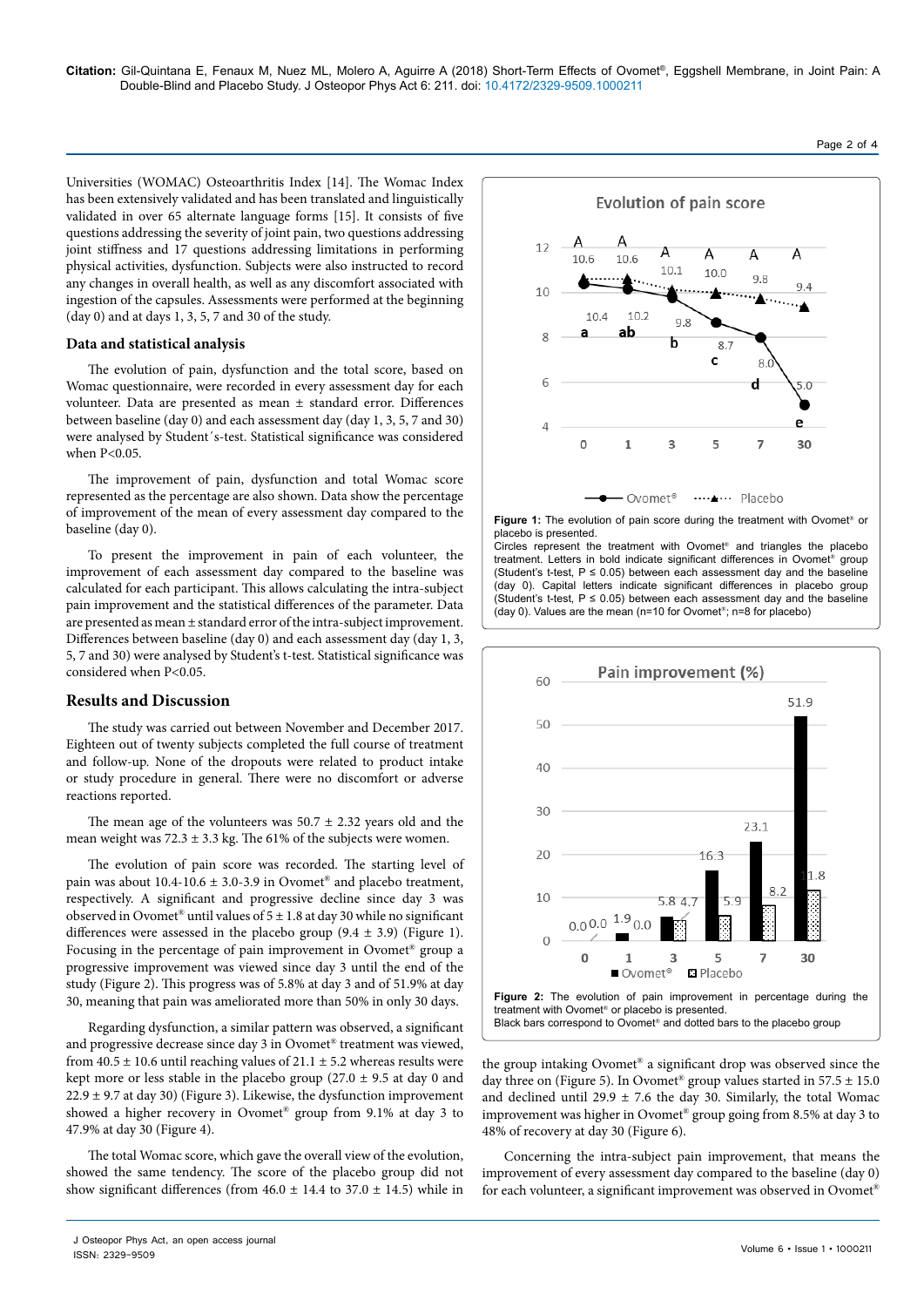Universities (WOMAC) Osteoarthritis Index [14]. The Womac Index has been extensively validated and has been translated and linguistically validated in over 65 alternate language forms [15]. It consists of five questions addressing the severity of joint pain, two questions addressing joint stiffness and 17 questions addressing limitations in performing physical activities, dysfunction. Subjects were also instructed to record any changes in overall health, as well as any discomfort associated with ingestion of the capsules. Assessments were performed at the beginning (day 0) and at days 1, 3, 5, 7 and 30 of the study.

### Data and statistical analysis

The evolution of pain, dysfunction and the total score, based on Womac questionnaire, were recorded in every assessment day for each volunteer. Data are presented as mean ± standard error. Differences between baseline (day 0) and each assessment day (day 1, 3, 5, 7 and 30) were analysed by Student´s-test. Statistical significance was considered when P<0.05.

The improvement of pain, dysfunction and total Womac score represented as the percentage are also shown. Data show the percentage of improvement of the mean of every assessment day compared to the baseline (day 0).

To present the improvement in pain of each volunteer, the improvement of each assessment day compared to the baseline was calculated for each participant. This allows calculating the intra-subject pain improvement and the statistical differences of the parameter. Data are presented as mean ± standard error of the intra-subject improvement. Differences between baseline (day 0) and each assessment day (day 1, 3, 5, 7 and 30) were analysed by Student's t-test. Statistical significance was considered when P<0.05.

## Results and Discussion

The study was carried out between November and December 2017. Eighteen out of twenty subjects completed the full course of treatment and follow-up. None of the dropouts were related to product intake or study procedure in general. There were no discomfort or adverse reactions reported.

The mean age of the volunteers was 50.7 ± 2.32 years old and the mean weight was 72.3 ± 3.3 kg. The 61% of the subjects were women.

The evolution of pain score was recorded. The starting level of pain was about 10.4-10.6 ± 3.0-3.9 in Ovomet® and placebo treatment, respectively. A significant and progressive decline since day 3 was observed in Ovomet® until values of 5 ± 1.8 at day 30 while no significant differences were assessed in the placebo group (9.4 ± 3.9) (Figure 1). Focusing in the percentage of pain improvement in Ovomet® group a progressive improvement was viewed since day 3 until the end of the study (Figure 2). This progress was of 5.8% at day 3 and of 51.9% at day 30, meaning that pain was ameliorated more than 50% in only 30 days.

Regarding dysfunction, a similar pattern was observed, a significant and progressive decrease since day 3 in Ovomet® treatment was viewed, from 40.5 ± 10.6 until reaching values of 21.1 ± 5.2 whereas results were kept more or less stable in the placebo group (27.0 ± 9.5 at day 0 and 22.9 ± 9.7 at day 30) (Figure 3). Likewise, the dysfunction improvement showed a higher recovery in Ovomet® group from 9.1% at day 3 to 47.9% at day 30 (Figure 4).

The total Womac score, which gave the overall view of the evolution, showed the same tendency. The score of the placebo group did not show significant differences (from 46.0 ± 14.4 to 37.0 ± 14.5) while in the group intaking Ovomet® a significant drop was observed since the day three on (Figure 5). In Ovomet® group values started in 57.5 ± 15.0 and declined until 29.9 ± 7.6 the day 30. Similarly, the total Womac improvement was higher in Ovomet® group going from 8.5% at day 3 to 48% of recovery at day 30 (Figure 6).

Concerning the intra-subject pain improvement, that means the improvement of every assessment day compared to the baseline (day 0) for each volunteer, a significant improvement was observed in Ovomet®

**Figure 1:** The evolution of pain score during the treatment with Ovomet® or placebo is presented.
Circles represent the treatment with Ovomet® and triangles the placebo treatment. Letters in bold indicate significant differences in Ovomet® group (Student's t-test, P ≤ 0.05) between each assessment day and the baseline (day 0). Capital letters indicate significant differences in placebo group (Student's t-test, P ≤ 0.05) between each assessment day and the baseline (day 0). Values are the mean (n=10 for Ovomet®; n=8 for placebo)

**Figure 2:** The evolution of pain improvement in percentage during the treatment with Ovomet® or placebo is presented.
Black bars correspond to Ovomet® and dotted bars to the placebo group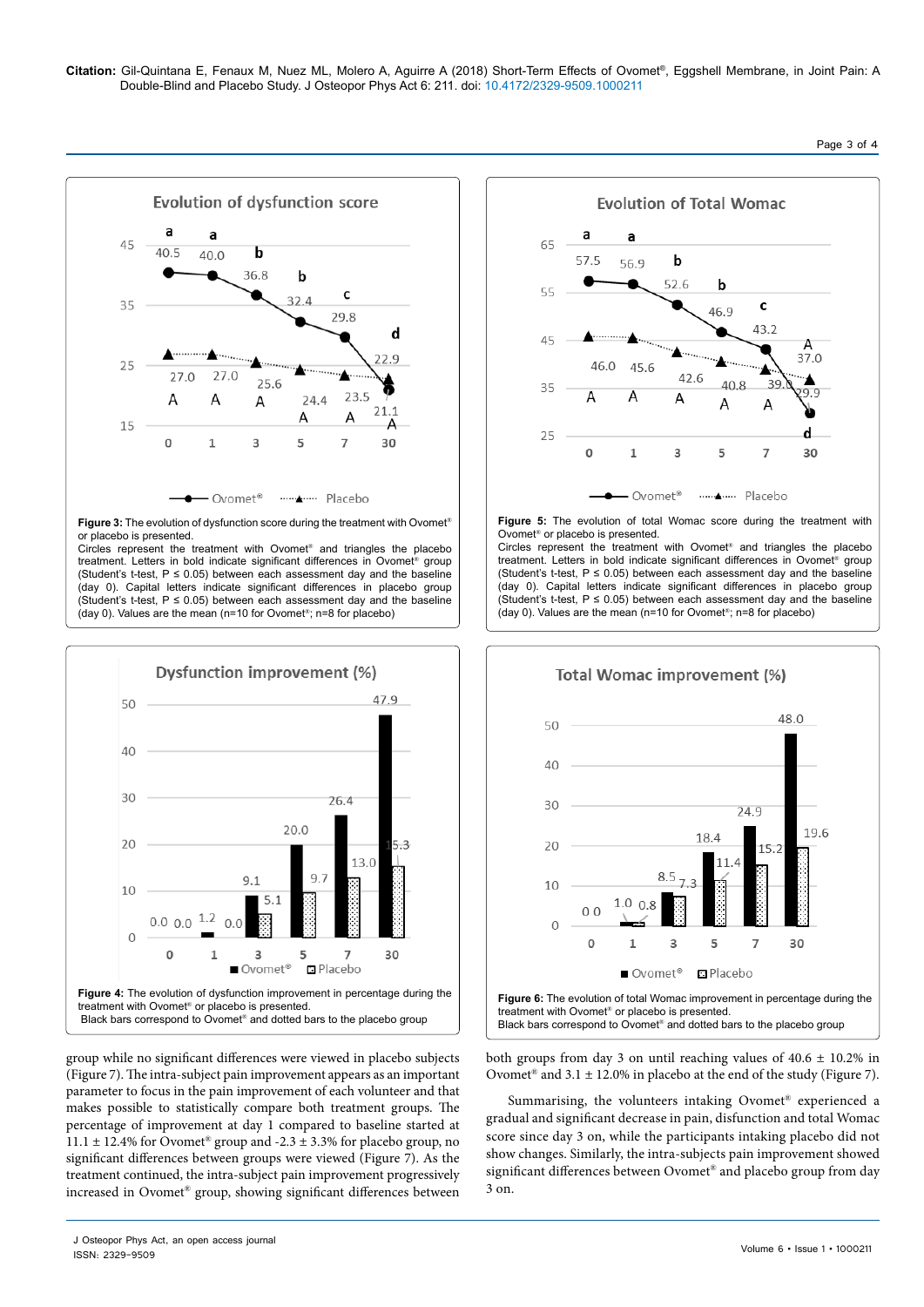**Figure 3:** The evolution of dysfunction score during the treatment with Ovomet® or placebo is presented.
Circles represent the treatment with Ovomet® and triangles the placebo treatment. Letters in bold indicate significant differences in Ovomet® group (Student's t-test, $P \leq 0.05$) between each assessment day and the baseline (day 0). Capital letters indicate significant differences in placebo group (Student's t-test, $P \leq 0.05$) between each assessment day and the baseline (day 0). Values are the mean (n=10 for Ovomet®; n=8 for placebo)

**Figure 5:** The evolution of total Womac score during the treatment with Ovomet® or placebo is presented.
Circles represent the treatment with Ovomet® and triangles the placebo treatment. Letters in bold indicate significant differences in Ovomet® group (Student's t-test, $P \leq 0.05$) between each assessment day and the baseline (day 0). Capital letters indicate significant differences in placebo group (Student's t-test, $P \leq 0.05$) between each assessment day and the baseline (day 0). Values are the mean (n=10 for Ovomet®; n=8 for placebo)

**Figure 4:** The evolution of dysfunction improvement in percentage during the treatment with Ovomet® or placebo is presented.
Black bars correspond to Ovomet® and dotted bars to the placebo group

**Figure 6:** The evolution of total Womac improvement in percentage during the treatment with Ovomet® or placebo is presented.
Black bars correspond to Ovomet® and dotted bars to the placebo group

group while no significant differences were viewed in placebo subjects (Figure 7). The intra-subject pain improvement appears as an important parameter to focus in the pain improvement of each volunteer and that makes possible to statistically compare both treatment groups. The percentage of improvement at day 1 compared to baseline started at 11.1 ± 12.4% for Ovomet® group and -2.3 ± 3.3% for placebo group, no significant differences between groups were viewed (Figure 7). As the treatment continued, the intra-subject pain improvement progressively increased in Ovomet® group, showing significant differences between both groups from day 3 on until reaching values of 40.6 ± 10.2% in Ovomet® and 3.1 ± 12.0% in placebo at the end of the study (Figure 7).

Summarising, the volunteers intaking Ovomet® experienced a gradual and significant decrease in pain, disfunction and total Womac score since day 3 on, while the participants intaking placebo did not show changes. Similarly, the intra-subjects pain improvement showed significant differences between Ovomet® and placebo group from day 3 on.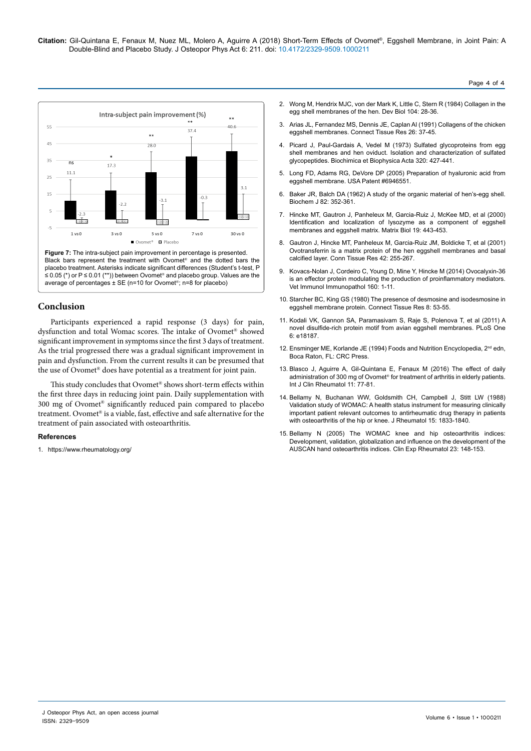Intra-subject pain improvement (%)

55
45
35
25
15
5
-5

ns
11.1
-2.3
1 vs 0

*
17.3
-2.2
3 vs 0

**
28.0
-3.1
5 vs 0

**
37.4
-0.3
7 vs 0

**
40.6
3.1
30 vs 0

■ Ovomet® ▨ Placebo

**Figure 7:** The intra-subject pain improvement in percentage is presented. Black bars represent the treatment with Ovomet® and the dotted bars the placebo treatment. Asterisks indicate significant differences (Student's t-test, P ≤ 0.05 (*) or P ≤ 0.01 (**)) between Ovomet® and placebo group. Values are the average of percentages ± SE (n=10 for Ovomet®; n=8 for placebo)

## Conclusion

Participants experienced a rapid response (3 days) for pain, dysfunction and total Womac scores. The intake of Ovomet® showed significant improvement in symptoms since the first 3 days of treatment. As the trial progressed there was a gradual significant improvement in pain and dysfunction. From the current results it can be presumed that the use of Ovomet® does have potential as a treatment for joint pain.

This study concludes that Ovomet® shows short-term effects within the first three days in reducing joint pain. Daily supplementation with 300 mg of Ovomet® significantly reduced pain compared to placebo treatment. Ovomet® is a viable, fast, effective and safe alternative for the treatment of pain associated with osteoarthritis.

### References

1. https://www.rheumatology.org/
2. Wong M, Hendrix MJC, von der Mark K, Little C, Stern R (1984) Collagen in the egg shell membranes of the hen. Dev Biol 104: 28-36.
3. Arias JL, Fernandez MS, Dennis JE, Caplan AI (1991) Collagens of the chicken eggshell membranes. Connect Tissue Res 26: 37-45.
4. Picard J, Paul-Gardais A, Vedel M (1973) Sulfated glycoproteins from egg shell membranes and hen oviduct. Isolation and characterization of sulfated glycopeptides. Biochimica et Biophysica Acta 320: 427-441.
5. Long FD, Adams RG, DeVore DP (2005) Preparation of hyaluronic acid from eggshell membrane. USA Patent #6946551.
6. Baker JR, Balch DA (1962) A study of the organic material of hen's-egg shell. Biochem J 82: 352-361.
7. Hincke MT, Gautron J, Panheleux M, Garcia-Ruiz J, McKee MD, et al (2000) Identification and localization of lysozyme as a component of eggshell membranes and eggshell matrix. Matrix Biol 19: 443-453.
8. Gautron J, Hincke MT, Panheleux M, Garcia-Ruiz JM, Boldicke T, et al (2001) Ovotransferrin is a matrix protein of the hen eggshell membranes and basal calcified layer. Conn Tissue Res 42: 255-267.
9. Kovacs-Nolan J, Cordeiro C, Young D, Mine Y, Hincke M (2014) Ovocalyxin-36 is an effector protein modulating the production of proinflammatory mediators. Vet Immunol Immunopathol 160: 1-11.
10. Starcher BC, King GS (1980) The presence of desmosine and isodesmosine in eggshell membrane protein. Connect Tissue Res 8: 53-55.
11. Kodali VK, Gannon SA, Paramasivam S, Raje S, Polenova T, et al (2011) A novel disulfide-rich protein motif from avian eggshell membranes. PLoS One 6: e18187.
12. Ensminger ME, Korlande JE (1994) Foods and Nutrition Encyclopedia, 2nd edn, Boca Raton, FL: CRC Press.
13. Blasco J, Aguirre A, Gil-Quintana E, Fenaux M (2016) The effect of daily administration of 300 mg of Ovomet® for treatment of arthritis in elderly patients. Int J Clin Rheumatol 11: 77-81.
14. Bellamy N, Buchanan WW, Goldsmith CH, Campbell J, Stitt LW (1988) Validation study of WOMAC: A health status instrument for measuring clinically important patient relevant outcomes to antirheumatic drug therapy in patients with osteoarthritis of the hip or knee. J Rheumatol 15: 1833-1840.
15. Bellamy N (2005) The WOMAC knee and hip osteoarthritis indices: Development, validation, globalization and influence on the development of the AUSCAN hand osteoarthritis indices. Clin Exp Rheumatol 23: 148-153.